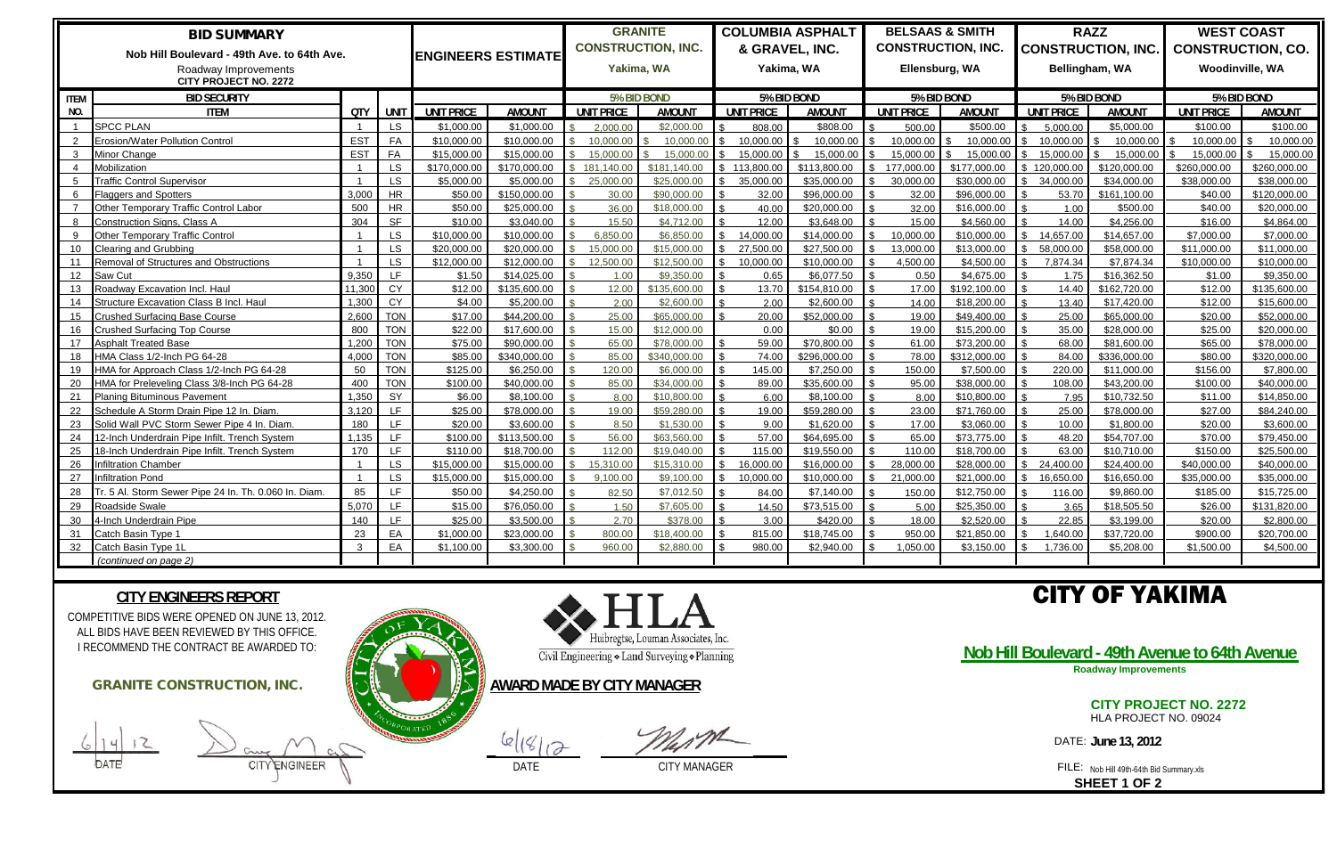# BID SUMMARY

**Nob Hill Boulevard - 49th Ave. to 64th Ave.**

Roadway Improvements

**CITY PROJECT NO. 2272**

| ITEM NO. | ITEM | QTY | UNIT | ENGINEERS ESTIMATE | | GRANITE CONSTRUCTION, INC. Yakima, WA | | COLUMBIA ASPHALT & GRAVEL, INC. Yakima, WA | | BELSAAS & SMITH CONSTRUCTION, INC. Ellensburg, WA | | RAZZ CONSTRUCTION, INC. Bellingham, WA | | WEST COAST CONSTRUCTION, CO. Woodinville, WA | |
|---|---|---|---|---|---|---|---|---|---|---|---|---|---|---|---|
| | BID SECURITY | | | | | 5% BID BOND | | 5% BID BOND | | 5% BID BOND | | 5% BID BOND | | 5% BID BOND | |
| | | | | UNIT PRICE | AMOUNT | UNIT PRICE | AMOUNT | UNIT PRICE | AMOUNT | UNIT PRICE | AMOUNT | UNIT PRICE | AMOUNT | UNIT PRICE | AMOUNT |
| 1 | SPCC PLAN | 1 | LS | $1,000.00 | $1,000.00 | $ 2,000.00 | $2,000.00 | $ 808.00 | $808.00 | $ 500.00 | $500.00 | $ 5,000.00 | $5,000.00 | $100.00 | $100.00 |
| 2 | Erosion/Water Pollution Control | EST | FA | $10,000.00 | $10,000.00 | $ 10,000.00 | $ 10,000.00 | $ 10,000.00 | $ 10,000.00 | $ 10,000.00 | $ 10,000.00 | $ 10,000.00 | $ 10,000.00 | $ 10,000.00 | $ 10,000.00 |
| 3 | Minor Change | EST | FA | $15,000.00 | $15,000.00 | $ 15,000.00 | $ 15,000.00 | $ 15,000.00 | $ 15,000.00 | $ 15,000.00 | $ 15,000.00 | $ 15,000.00 | $ 15,000.00 | $ 15,000.00 | $ 15,000.00 |
| 4 | Mobilization | 1 | LS | $170,000.00 | $170,000.00 | $ 181,140.00 | $181,140.00 | $ 113,800.00 | $113,800.00 | $ 177,000.00 | $177,000.00 | $ 120,000.00 | $120,000.00 | $260,000.00 | $260,000.00 |
| 5 | Traffic Control Supervisor | 1 | LS | $5,000.00 | $5,000.00 | $ 25,000.00 | $25,000.00 | $ 35,000.00 | $35,000.00 | $ 30,000.00 | $30,000.00 | $ 34,000.00 | $34,000.00 | $38,000.00 | $38,000.00 |
| 6 | Flaggers and Spotters | 3,000 | HR | $50.00 | $150,000.00 | $ 30.00 | $90,000.00 | $ 32.00 | $96,000.00 | $ 32.00 | $96,000.00 | $ 53.70 | $161,100.00 | $40.00 | $120,000.00 |
| 7 | Other Temporary Traffic Control Labor | 500 | HR | $50.00 | $25,000.00 | $ 36.00 | $18,000.00 | $ 40.00 | $20,000.00 | $ 32.00 | $16,000.00 | $ 1.00 | $500.00 | $40.00 | $20,000.00 |
| 8 | Construction Signs, Class A | 304 | SF | $10.00 | $3,040.00 | $ 15.50 | $4,712.00 | $ 12.00 | $3,648.00 | $ 15.00 | $4,560.00 | $ 14.00 | $4,256.00 | $16.00 | $4,864.00 |
| 9 | Other Temporary Traffic Control | 1 | LS | $10,000.00 | $10,000.00 | $ 6,850.00 | $6,850.00 | $ 14,000.00 | $14,000.00 | $ 10,000.00 | $10,000.00 | $ 14,657.00 | $14,657.00 | $7,000.00 | $7,000.00 |
| 10 | Clearing and Grubbing | 1 | LS | $20,000.00 | $20,000.00 | $ 15,000.00 | $15,000.00 | $ 27,500.00 | $27,500.00 | $ 13,000.00 | $13,000.00 | $ 58,000.00 | $58,000.00 | $11,000.00 | $11,000.00 |
| 11 | Removal of Structures and Obstructions | 1 | LS | $12,000.00 | $12,000.00 | $ 12,500.00 | $12,500.00 | $ 10,000.00 | $10,000.00 | $ 4,500.00 | $4,500.00 | $ 7,874.34 | $7,874.34 | $10,000.00 | $10,000.00 |
| 12 | Saw Cut | 9,350 | LF | $1.50 | $14,025.00 | $ 1.00 | $9,350.00 | $ 0.65 | $6,077.50 | $ 0.50 | $4,675.00 | $ 1.75 | $16,362.50 | $1.00 | $9,350.00 |
| 13 | Roadway Excavation Incl. Haul | 11,300 | CY | $12.00 | $135,600.00 | $ 12.00 | $135,600.00 | $ 13.70 | $154,810.00 | $ 17.00 | $192,100.00 | $ 14.40 | $162,720.00 | $12.00 | $135,600.00 |
| 14 | Structure Excavation Class B Incl. Haul | 1,300 | CY | $4.00 | $5,200.00 | $ 2.00 | $2,600.00 | $ 2.00 | $2,600.00 | $ 14.00 | $18,200.00 | $ 13.40 | $17,420.00 | $12.00 | $15,600.00 |
| 15 | Crushed Surfacing Base Course | 2,600 | TON | $17.00 | $44,200.00 | $ 25.00 | $65,000.00 | $ 20.00 | $52,000.00 | $ 19.00 | $49,400.00 | $ 25.00 | $65,000.00 | $20.00 | $52,000.00 |
| 16 | Crushed Surfacing Top Course | 800 | TON | $22.00 | $17,600.00 | $ 15.00 | $12,000.00 | 0.00 | $0.00 | $ 19.00 | $15,200.00 | $ 35.00 | $28,000.00 | $25.00 | $20,000.00 |
| 17 | Asphalt Treated Base | 1,200 | TON | $75.00 | $90,000.00 | $ 65.00 | $78,000.00 | $ 59.00 | $70,800.00 | $ 61.00 | $73,200.00 | $ 68.00 | $81,600.00 | $65.00 | $78,000.00 |
| 18 | HMA Class 1/2-Inch PG 64-28 | 4,000 | TON | $85.00 | $340,000.00 | $ 85.00 | $340,000.00 | $ 74.00 | $296,000.00 | $ 78.00 | $312,000.00 | $ 84.00 | $336,000.00 | $80.00 | $320,000.00 |
| 19 | HMA for Approach Class 1/2-Inch PG 64-28 | 50 | TON | $125.00 | $6,250.00 | $ 120.00 | $6,000.00 | $ 145.00 | $7,250.00 | $ 150.00 | $7,500.00 | $ 220.00 | $11,000.00 | $156.00 | $7,800.00 |
| 20 | HMA for Preleveling Class 3/8-Inch PG 64-28 | 400 | TON | $100.00 | $40,000.00 | $ 85.00 | $34,000.00 | $ 89.00 | $35,600.00 | $ 95.00 | $38,000.00 | $ 108.00 | $43,200.00 | $100.00 | $40,000.00 |
| 21 | Planing Bituminous Pavement | 1,350 | SY | $6.00 | $8,100.00 | $ 8.00 | $10,800.00 | $ 6.00 | $8,100.00 | $ 8.00 | $10,800.00 | $ 7.95 | $10,732.50 | $11.00 | $14,850.00 |
| 22 | Schedule A Storm Drain Pipe 12 In. Diam. | 3,120 | LF | $25.00 | $78,000.00 | $ 19.00 | $59,280.00 | $ 19.00 | $59,280.00 | $ 23.00 | $71,760.00 | $ 25.00 | $78,000.00 | $27.00 | $84,240.00 |
| 23 | Solid Wall PVC Storm Sewer Pipe 4 In. Diam. | 180 | LF | $20.00 | $3,600.00 | $ 8.50 | $1,530.00 | $ 9.00 | $1,620.00 | $ 17.00 | $3,060.00 | $ 10.00 | $1,800.00 | $20.00 | $3,600.00 |
| 24 | 12-Inch Underdrain Pipe Infilt. Trench System | 1,135 | LF | $100.00 | $113,500.00 | $ 56.00 | $63,560.00 | $ 57.00 | $64,695.00 | $ 65.00 | $73,775.00 | $ 48.20 | $54,707.00 | $70.00 | $79,450.00 |
| 25 | 18-Inch Underdrain Pipe Infilt. Trench System | 170 | LF | $110.00 | $18,700.00 | $ 112.00 | $19,040.00 | $ 115.00 | $19,550.00 | $ 110.00 | $18,700.00 | $ 63.00 | $10,710.00 | $150.00 | $25,500.00 |
| 26 | Infiltration Chamber | 1 | LS | $15,000.00 | $15,000.00 | $ 15,310.00 | $15,310.00 | $ 16,000.00 | $16,000.00 | $ 28,000.00 | $28,000.00 | $ 24,400.00 | $24,400.00 | $40,000.00 | $40,000.00 |
| 27 | Infiltration Pond | 1 | LS | $15,000.00 | $15,000.00 | $ 9,100.00 | $9,100.00 | $ 10,000.00 | $10,000.00 | $ 21,000.00 | $21,000.00 | $ 16,650.00 | $16,650.00 | $35,000.00 | $35,000.00 |
| 28 | Tr. 5 Al. Storm Sewer Pipe 24 In. Th. 0.060 In. Diam. | 85 | LF | $50.00 | $4,250.00 | $ 82.50 | $7,012.50 | $ 84.00 | $7,140.00 | $ 150.00 | $12,750.00 | $ 116.00 | $9,860.00 | $185.00 | $15,725.00 |
| 29 | Roadside Swale | 5,070 | LF | $15.00 | $76,050.00 | $ 1.50 | $7,605.00 | $ 14.50 | $73,515.00 | $ 5.00 | $25,350.00 | $ 3.65 | $18,505.50 | $26.00 | $131,820.00 |
| 30 | 4-Inch Underdrain Pipe | 140 | LF | $25.00 | $3,500.00 | $ 2.70 | $378.00 | $ 3.00 | $420.00 | $ 18.00 | $2,520.00 | $ 22.85 | $3,199.00 | $20.00 | $2,800.00 |
| 31 | Catch Basin Type 1 | 23 | EA | $1,000.00 | $23,000.00 | $ 800.00 | $18,400.00 | $ 815.00 | $18,745.00 | $ 950.00 | $21,850.00 | $ 1,640.00 | $37,720.00 | $900.00 | $20,700.00 |
| 32 | Catch Basin Type 1L | 3 | EA | $1,100.00 | $3,300.00 | $ 960.00 | $2,880.00 | $ 980.00 | $2,940.00 | $ 1,050.00 | $3,150.00 | $ 1,736.00 | $5,208.00 | $1,500.00 | $4,500.00 |
| | *(continued on page 2)* | | | | | | | | | | | | | | |

## CITY ENGINEERS REPORT

COMPETITIVE BIDS WERE OPENED ON JUNE 13, 2012.
ALL BIDS HAVE BEEN REVIEWED BY THIS OFFICE.
I RECOMMEND THE CONTRACT BE AWARDED TO:

**GRANITE CONSTRUCTION, INC.**

6/14/12 — DATE

CITY ENGINEER

HLA — Huibregtse, Louman Associates, Inc.
Civil Engineering • Land Surveying • Planning

**AWARD MADE BY CITY MANAGER**

6/18/12 — DATE

CITY MANAGER

# CITY OF YAKIMA

**Nob Hill Boulevard - 49th Avenue to 64th Avenue**

**Roadway Improvements**

**CITY PROJECT NO. 2272**
HLA PROJECT NO. 09024

DATE: **June 13, 2012**

FILE: Nob Hill 49th-64th Bid Summary.xls

**SHEET 1 OF 2**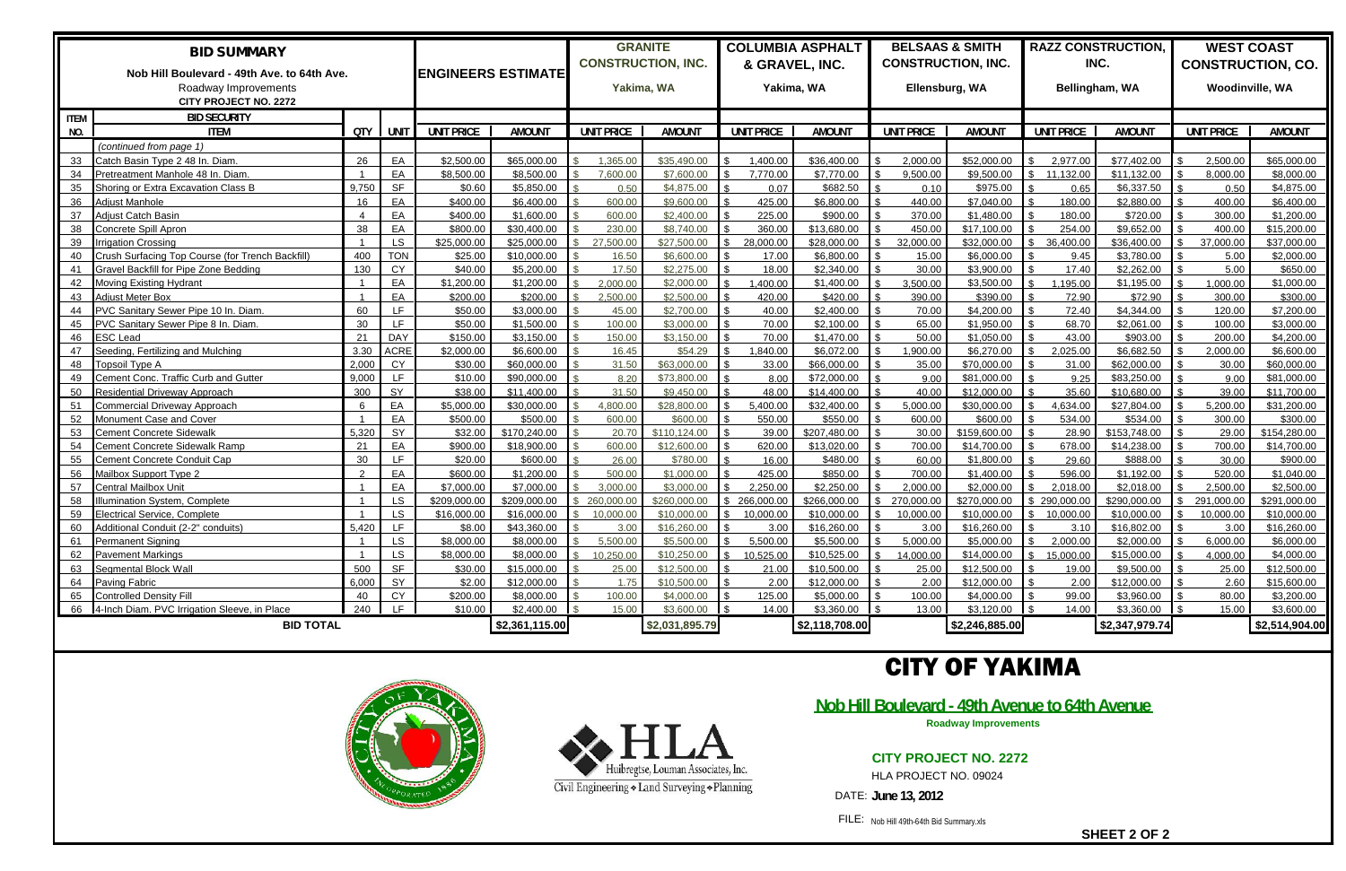| BID SUMMARY<br>Nob Hill Boulevard - 49th Ave. to 64th Ave.<br>Roadway Improvements<br>CITY PROJECT NO. 2272 | | | | ENGINEERS ESTIMATE | | GRANITE CONSTRUCTION, INC.<br>Yakima, WA | | COLUMBIA ASPHALT & GRAVEL, INC.<br>Yakima, WA | | BELSAAS & SMITH CONSTRUCTION, INC.<br>Ellensburg, WA | | RAZZ CONSTRUCTION, INC.<br>Bellingham, WA | | WEST COAST CONSTRUCTION, CO.<br>Woodinville, WA | |
|---|---|---|---|---|---|---|---|---|---|---|---|---|---|---|---|
| ITEM NO. | BID SECURITY<br>ITEM | QTY | UNIT | UNIT PRICE | AMOUNT | UNIT PRICE | AMOUNT | UNIT PRICE | AMOUNT | UNIT PRICE | AMOUNT | UNIT PRICE | AMOUNT | UNIT PRICE | AMOUNT |
| | *(continued from page 1)* | | | | | | | | | | | | | | |
| 33 | Catch Basin Type 2 48 In. Diam. | 26 | EA | $2,500.00 | $65,000.00 | $ 1,365.00 | $35,490.00 | $ 1,400.00 | $36,400.00 | $ 2,000.00 | $52,000.00 | $ 2,977.00 | $77,402.00 | $ 2,500.00 | $65,000.00 |
| 34 | Pretreatment Manhole 48 In. Diam. | 1 | EA | $8,500.00 | $8,500.00 | $ 7,600.00 | $7,600.00 | $ 7,770.00 | $7,770.00 | $ 9,500.00 | $9,500.00 | $ 11,132.00 | $11,132.00 | $ 8,000.00 | $8,000.00 |
| 35 | Shoring or Extra Excavation Class B | 9,750 | SF | $0.60 | $5,850.00 | $ 0.50 | $4,875.00 | $ 0.07 | $682.50 | $ 0.10 | $975.00 | $ 0.65 | $6,337.50 | $ 0.50 | $4,875.00 |
| 36 | Adjust Manhole | 16 | EA | $400.00 | $6,400.00 | $ 600.00 | $9,600.00 | $ 425.00 | $6,800.00 | $ 440.00 | $7,040.00 | $ 180.00 | $2,880.00 | $ 400.00 | $6,400.00 |
| 37 | Adjust Catch Basin | 4 | EA | $400.00 | $1,600.00 | $ 600.00 | $2,400.00 | $ 225.00 | $900.00 | $ 370.00 | $1,480.00 | $ 180.00 | $720.00 | $ 300.00 | $1,200.00 |
| 38 | Concrete Spill Apron | 38 | EA | $800.00 | $30,400.00 | $ 230.00 | $8,740.00 | $ 360.00 | $13,680.00 | $ 450.00 | $17,100.00 | $ 254.00 | $9,652.00 | $ 400.00 | $15,200.00 |
| 39 | Irrigation Crossing | 1 | LS | $25,000.00 | $25,000.00 | $ 27,500.00 | $27,500.00 | $ 28,000.00 | $28,000.00 | $ 32,000.00 | $32,000.00 | $ 36,400.00 | $36,400.00 | $ 37,000.00 | $37,000.00 |
| 40 | Crush Surfacing Top Course (for Trench Backfill) | 400 | TON | $25.00 | $10,000.00 | $ 16.50 | $6,600.00 | $ 17.00 | $6,800.00 | $ 15.00 | $6,000.00 | $ 9.45 | $3,780.00 | $ 5.00 | $2,000.00 |
| 41 | Gravel Backfill for Pipe Zone Bedding | 130 | CY | $40.00 | $5,200.00 | $ 17.50 | $2,275.00 | $ 18.00 | $2,340.00 | $ 30.00 | $3,900.00 | $ 17.40 | $2,262.00 | $ 5.00 | $650.00 |
| 42 | Moving Existing Hydrant | 1 | EA | $1,200.00 | $1,200.00 | $ 2,000.00 | $2,000.00 | $ 1,400.00 | $1,400.00 | $ 3,500.00 | $3,500.00 | $ 1,195.00 | $1,195.00 | $ 1,000.00 | $1,000.00 |
| 43 | Adjust Meter Box | 1 | EA | $200.00 | $200.00 | $ 2,500.00 | $2,500.00 | $ 420.00 | $420.00 | $ 390.00 | $390.00 | $ 72.90 | $72.90 | $ 300.00 | $300.00 |
| 44 | PVC Sanitary Sewer Pipe 10 In. Diam. | 60 | LF | $50.00 | $3,000.00 | $ 45.00 | $2,700.00 | $ 40.00 | $2,400.00 | $ 70.00 | $4,200.00 | $ 72.40 | $4,344.00 | $ 120.00 | $7,200.00 |
| 45 | PVC Sanitary Sewer Pipe 8 In. Diam. | 30 | LF | $50.00 | $1,500.00 | $ 100.00 | $3,000.00 | $ 70.00 | $2,100.00 | $ 65.00 | $1,950.00 | $ 68.70 | $2,061.00 | $ 100.00 | $3,000.00 |
| 46 | ESC Lead | 21 | DAY | $150.00 | $3,150.00 | $ 150.00 | $3,150.00 | $ 70.00 | $1,470.00 | $ 50.00 | $1,050.00 | $ 43.00 | $903.00 | $ 200.00 | $4,200.00 |
| 47 | Seeding, Fertilizing and Mulching | 3.30 | ACRE | $2,000.00 | $6,600.00 | $ 16.45 | $54.29 | $ 1,840.00 | $6,072.00 | $ 1,900.00 | $6,270.00 | $ 2,025.00 | $6,682.50 | $ 2,000.00 | $6,600.00 |
| 48 | Topsoil Type A | 2,000 | CY | $30.00 | $60,000.00 | $ 31.50 | $63,000.00 | $ 33.00 | $66,000.00 | $ 35.00 | $70,000.00 | $ 31.00 | $62,000.00 | $ 30.00 | $60,000.00 |
| 49 | Cement Conc. Traffic Curb and Gutter | 9,000 | LF | $10.00 | $90,000.00 | $ 8.20 | $73,800.00 | $ 8.00 | $72,000.00 | $ 9.00 | $81,000.00 | $ 9.25 | $83,250.00 | $ 9.00 | $81,000.00 |
| 50 | Residential Driveway Approach | 300 | SY | $38.00 | $11,400.00 | $ 31.50 | $9,450.00 | $ 48.00 | $14,400.00 | $ 40.00 | $12,000.00 | $ 35.60 | $10,680.00 | $ 39.00 | $11,700.00 |
| 51 | Commercial Driveway Approach | 6 | EA | $5,000.00 | $30,000.00 | $ 4,800.00 | $28,800.00 | $ 5,400.00 | $32,400.00 | $ 5,000.00 | $30,000.00 | $ 4,634.00 | $27,804.00 | $ 5,200.00 | $31,200.00 |
| 52 | Monument Case and Cover | 1 | EA | $500.00 | $500.00 | $ 600.00 | $600.00 | $ 550.00 | $550.00 | $ 600.00 | $600.00 | $ 534.00 | $534.00 | $ 300.00 | $300.00 |
| 53 | Cement Concrete Sidewalk | 5,320 | SY | $32.00 | $170,240.00 | $ 20.70 | $110,124.00 | $ 39.00 | $207,480.00 | $ 30.00 | $159,600.00 | $ 28.90 | $153,748.00 | $ 29.00 | $154,280.00 |
| 54 | Cement Concrete Sidewalk Ramp | 21 | EA | $900.00 | $18,900.00 | $ 600.00 | $12,600.00 | $ 620.00 | $13,020.00 | $ 700.00 | $14,700.00 | $ 678.00 | $14,238.00 | $ 700.00 | $14,700.00 |
| 55 | Cement Concrete Conduit Cap | 30 | LF | $20.00 | $600.00 | $ 26.00 | $780.00 | $ 16.00 | $480.00 | $ 60.00 | $1,800.00 | $ 29.60 | $888.00 | $ 30.00 | $900.00 |
| 56 | Mailbox Support Type 2 | 2 | EA | $600.00 | $1,200.00 | $ 500.00 | $1,000.00 | $ 425.00 | $850.00 | $ 700.00 | $1,400.00 | $ 596.00 | $1,192.00 | $ 520.00 | $1,040.00 |
| 57 | Central Mailbox Unit | 1 | EA | $7,000.00 | $7,000.00 | $ 3,000.00 | $3,000.00 | $ 2,250.00 | $2,250.00 | $ 2,000.00 | $2,000.00 | $ 2,018.00 | $2,018.00 | $ 2,500.00 | $2,500.00 |
| 58 | Illumination System, Complete | 1 | LS | $209,000.00 | $209,000.00 | $ 260,000.00 | $260,000.00 | $ 266,000.00 | $266,000.00 | $ 270,000.00 | $270,000.00 | $ 290,000.00 | $290,000.00 | $ 291,000.00 | $291,000.00 |
| 59 | Electrical Service, Complete | 1 | LS | $16,000.00 | $16,000.00 | $ 10,000.00 | $10,000.00 | $ 10,000.00 | $10,000.00 | $ 10,000.00 | $10,000.00 | $ 10,000.00 | $10,000.00 | $ 10,000.00 | $10,000.00 |
| 60 | Additional Conduit (2-2" conduits) | 5,420 | LF | $8.00 | $43,360.00 | $ 3.00 | $16,260.00 | $ 3.00 | $16,260.00 | $ 3.00 | $16,260.00 | $ 3.10 | $16,802.00 | $ 3.00 | $16,260.00 |
| 61 | Permanent Signing | 1 | LS | $8,000.00 | $8,000.00 | $ 5,500.00 | $5,500.00 | $ 5,500.00 | $5,500.00 | $ 5,000.00 | $5,000.00 | $ 2,000.00 | $2,000.00 | $ 6,000.00 | $6,000.00 |
| 62 | Pavement Markings | 1 | LS | $8,000.00 | $8,000.00 | $ 10,250.00 | $10,250.00 | $ 10,525.00 | $10,525.00 | $ 14,000.00 | $14,000.00 | $ 15,000.00 | $15,000.00 | $ 4,000.00 | $4,000.00 |
| 63 | Segmental Block Wall | 500 | SF | $30.00 | $15,000.00 | $ 25.00 | $12,500.00 | $ 21.00 | $10,500.00 | $ 25.00 | $12,500.00 | $ 19.00 | $9,500.00 | $ 25.00 | $12,500.00 |
| 64 | Paving Fabric | 6,000 | SY | $2.00 | $12,000.00 | $ 1.75 | $10,500.00 | $ 2.00 | $12,000.00 | $ 2.00 | $12,000.00 | $ 2.00 | $12,000.00 | $ 2.60 | $15,600.00 |
| 65 | Controlled Density Fill | 40 | CY | $200.00 | $8,000.00 | $ 100.00 | $4,000.00 | $ 125.00 | $5,000.00 | $ 100.00 | $4,000.00 | $ 99.00 | $3,960.00 | $ 80.00 | $3,200.00 |
| 66 | 4-Inch Diam. PVC Irrigation Sleeve, in Place | 240 | LF | $10.00 | $2,400.00 | $ 15.00 | $3,600.00 | $ 14.00 | $3,360.00 | $ 13.00 | $3,120.00 | $ 14.00 | $3,360.00 | $ 15.00 | $3,600.00 |
| | **BID TOTAL** | | | | **$2,361,115.00** | | **$2,031,895.79** | | **$2,118,708.00** | | **$2,246,885.00** | | **$2,347,979.74** | | **$2,514,904.00** |

# CITY OF YAKIMA

**Nob Hill Boulevard - 49th Avenue to 64th Avenue**

**Roadway Improvements**

HLA
Huibregtse, Louman Associates, Inc.
Civil Engineering • Land Surveying • Planning

**CITY PROJECT NO. 2272**

HLA PROJECT NO. 09024

DATE: **June 13, 2012**

FILE: Nob Hill 49th-64th Bid Summary.xls

**SHEET 2 OF 2**